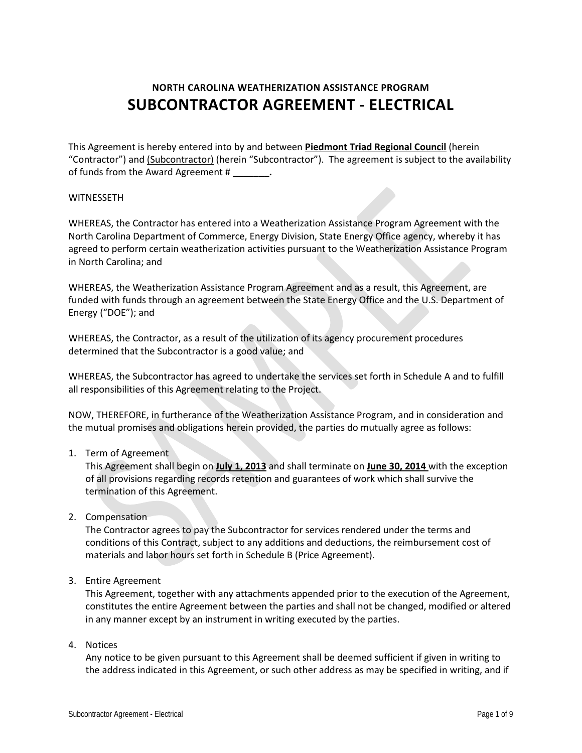## NORTH CAROLINA WEATHERIZATION ASSISTANCE PROGRAM

# SUBCONTRACTOR AGREEMENT - ELECTRICAL

This Agreement is hereby entered into by and between **Piedmont Triad Regional Council** (herein "Contractor") and (Subcontractor) (herein "Subcontractor"). The agreement is subject to the availability of funds from the Award Agreement # **_______.**

WITNESSETH

WHEREAS, the Contractor has entered into a Weatherization Assistance Program Agreement with the North Carolina Department of Commerce, Energy Division, State Energy Office agency, whereby it has agreed to perform certain weatherization activities pursuant to the Weatherization Assistance Program in North Carolina; and

WHEREAS, the Weatherization Assistance Program Agreement and as a result, this Agreement, are funded with funds through an agreement between the State Energy Office and the U.S. Department of Energy ("DOE"); and

WHEREAS, the Contractor, as a result of the utilization of its agency procurement procedures determined that the Subcontractor is a good value; and

WHEREAS, the Subcontractor has agreed to undertake the services set forth in Schedule A and to fulfill all responsibilities of this Agreement relating to the Project.

NOW, THEREFORE, in furtherance of the Weatherization Assistance Program, and in consideration and the mutual promises and obligations herein provided, the parties do mutually agree as follows:

1. Term of Agreement
   This Agreement shall begin on **July 1, 2013** and shall terminate on **June 30, 2014** with the exception of all provisions regarding records retention and guarantees of work which shall survive the termination of this Agreement.

2. Compensation
   The Contractor agrees to pay the Subcontractor for services rendered under the terms and conditions of this Contract, subject to any additions and deductions, the reimbursement cost of materials and labor hours set forth in Schedule B (Price Agreement).

3. Entire Agreement
   This Agreement, together with any attachments appended prior to the execution of the Agreement, constitutes the entire Agreement between the parties and shall not be changed, modified or altered in any manner except by an instrument in writing executed by the parties.

4. Notices
   Any notice to be given pursuant to this Agreement shall be deemed sufficient if given in writing to the address indicated in this Agreement, or such other address as may be specified in writing, and if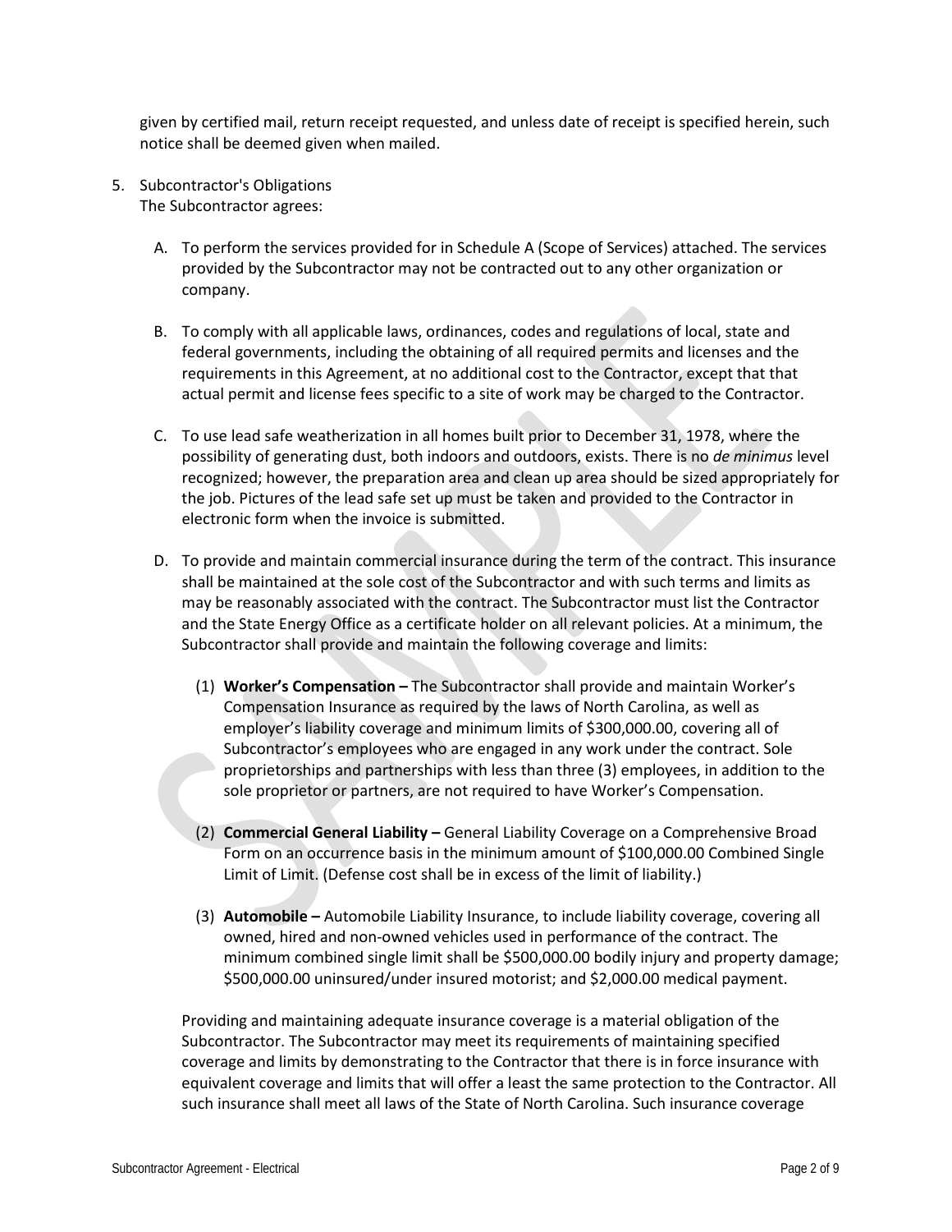given by certified mail, return receipt requested, and unless date of receipt is specified herein, such notice shall be deemed given when mailed.

5. Subcontractor's Obligations
   The Subcontractor agrees:

   A. To perform the services provided for in Schedule A (Scope of Services) attached. The services provided by the Subcontractor may not be contracted out to any other organization or company.

   B. To comply with all applicable laws, ordinances, codes and regulations of local, state and federal governments, including the obtaining of all required permits and licenses and the requirements in this Agreement, at no additional cost to the Contractor, except that that actual permit and license fees specific to a site of work may be charged to the Contractor.

   C. To use lead safe weatherization in all homes built prior to December 31, 1978, where the possibility of generating dust, both indoors and outdoors, exists. There is no *de minimus* level recognized; however, the preparation area and clean up area should be sized appropriately for the job. Pictures of the lead safe set up must be taken and provided to the Contractor in electronic form when the invoice is submitted.

   D. To provide and maintain commercial insurance during the term of the contract. This insurance shall be maintained at the sole cost of the Subcontractor and with such terms and limits as may be reasonably associated with the contract. The Subcontractor must list the Contractor and the State Energy Office as a certificate holder on all relevant policies. At a minimum, the Subcontractor shall provide and maintain the following coverage and limits:

      (1) **Worker's Compensation –** The Subcontractor shall provide and maintain Worker's Compensation Insurance as required by the laws of North Carolina, as well as employer's liability coverage and minimum limits of $300,000.00, covering all of Subcontractor's employees who are engaged in any work under the contract. Sole proprietorships and partnerships with less than three (3) employees, in addition to the sole proprietor or partners, are not required to have Worker's Compensation.

      (2) **Commercial General Liability –** General Liability Coverage on a Comprehensive Broad Form on an occurrence basis in the minimum amount of $100,000.00 Combined Single Limit of Limit. (Defense cost shall be in excess of the limit of liability.)

      (3) **Automobile –** Automobile Liability Insurance, to include liability coverage, covering all owned, hired and non-owned vehicles used in performance of the contract. The minimum combined single limit shall be $500,000.00 bodily injury and property damage; $500,000.00 uninsured/under insured motorist; and $2,000.00 medical payment.

   Providing and maintaining adequate insurance coverage is a material obligation of the Subcontractor. The Subcontractor may meet its requirements of maintaining specified coverage and limits by demonstrating to the Contractor that there is in force insurance with equivalent coverage and limits that will offer a least the same protection to the Contractor. All such insurance shall meet all laws of the State of North Carolina. Such insurance coverage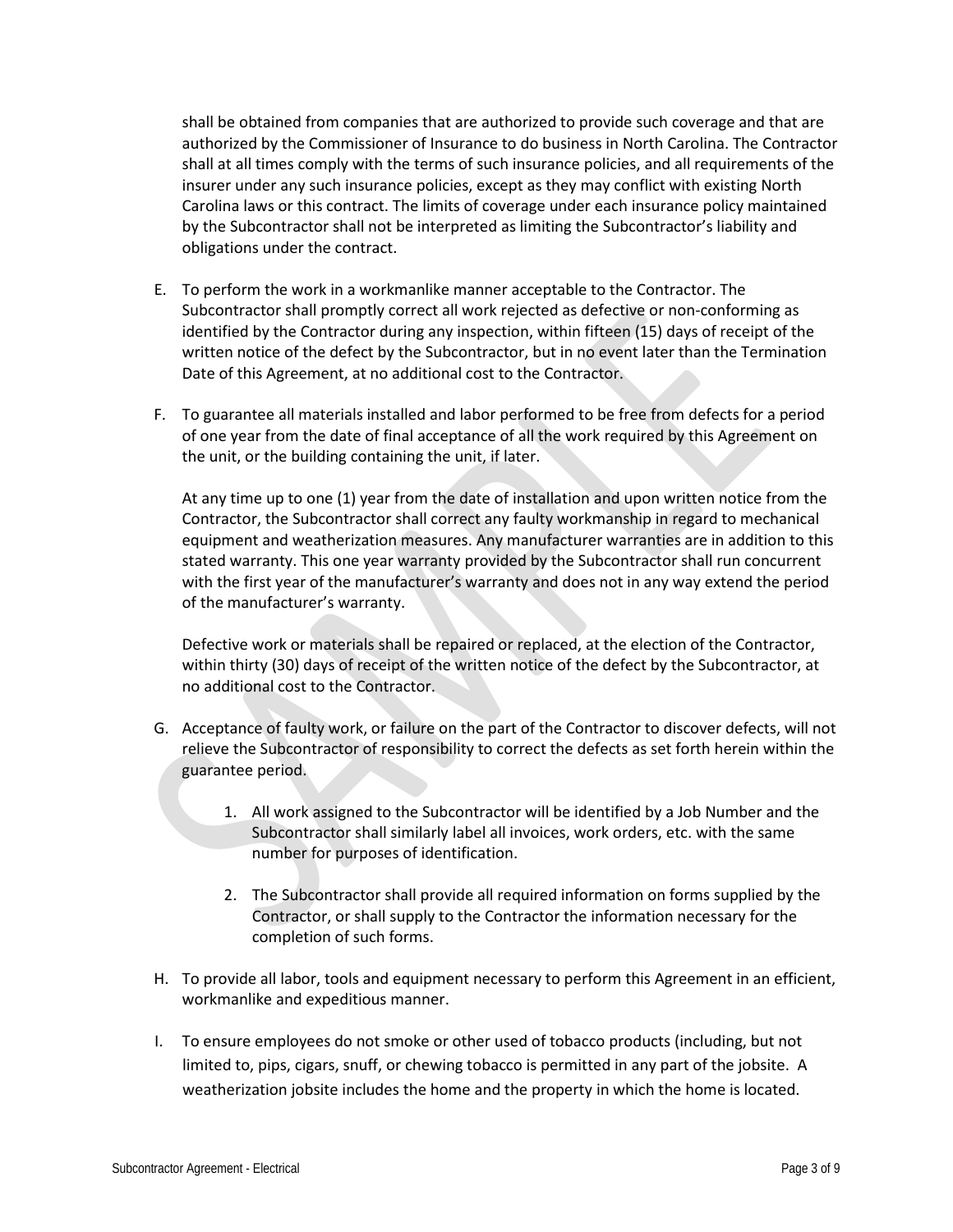shall be obtained from companies that are authorized to provide such coverage and that are authorized by the Commissioner of Insurance to do business in North Carolina. The Contractor shall at all times comply with the terms of such insurance policies, and all requirements of the insurer under any such insurance policies, except as they may conflict with existing North Carolina laws or this contract. The limits of coverage under each insurance policy maintained by the Subcontractor shall not be interpreted as limiting the Subcontractor's liability and obligations under the contract.

E. To perform the work in a workmanlike manner acceptable to the Contractor. The Subcontractor shall promptly correct all work rejected as defective or non-conforming as identified by the Contractor during any inspection, within fifteen (15) days of receipt of the written notice of the defect by the Subcontractor, but in no event later than the Termination Date of this Agreement, at no additional cost to the Contractor.

F. To guarantee all materials installed and labor performed to be free from defects for a period of one year from the date of final acceptance of all the work required by this Agreement on the unit, or the building containing the unit, if later.

   At any time up to one (1) year from the date of installation and upon written notice from the Contractor, the Subcontractor shall correct any faulty workmanship in regard to mechanical equipment and weatherization measures. Any manufacturer warranties are in addition to this stated warranty. This one year warranty provided by the Subcontractor shall run concurrent with the first year of the manufacturer's warranty and does not in any way extend the period of the manufacturer's warranty.

   Defective work or materials shall be repaired or replaced, at the election of the Contractor, within thirty (30) days of receipt of the written notice of the defect by the Subcontractor, at no additional cost to the Contractor.

G. Acceptance of faulty work, or failure on the part of the Contractor to discover defects, will not relieve the Subcontractor of responsibility to correct the defects as set forth herein within the guarantee period.

   1. All work assigned to the Subcontractor will be identified by a Job Number and the Subcontractor shall similarly label all invoices, work orders, etc. with the same number for purposes of identification.

   2. The Subcontractor shall provide all required information on forms supplied by the Contractor, or shall supply to the Contractor the information necessary for the completion of such forms.

H. To provide all labor, tools and equipment necessary to perform this Agreement in an efficient, workmanlike and expeditious manner.

I. To ensure employees do not smoke or other used of tobacco products (including, but not limited to, pips, cigars, snuff, or chewing tobacco is permitted in any part of the jobsite. A weatherization jobsite includes the home and the property in which the home is located.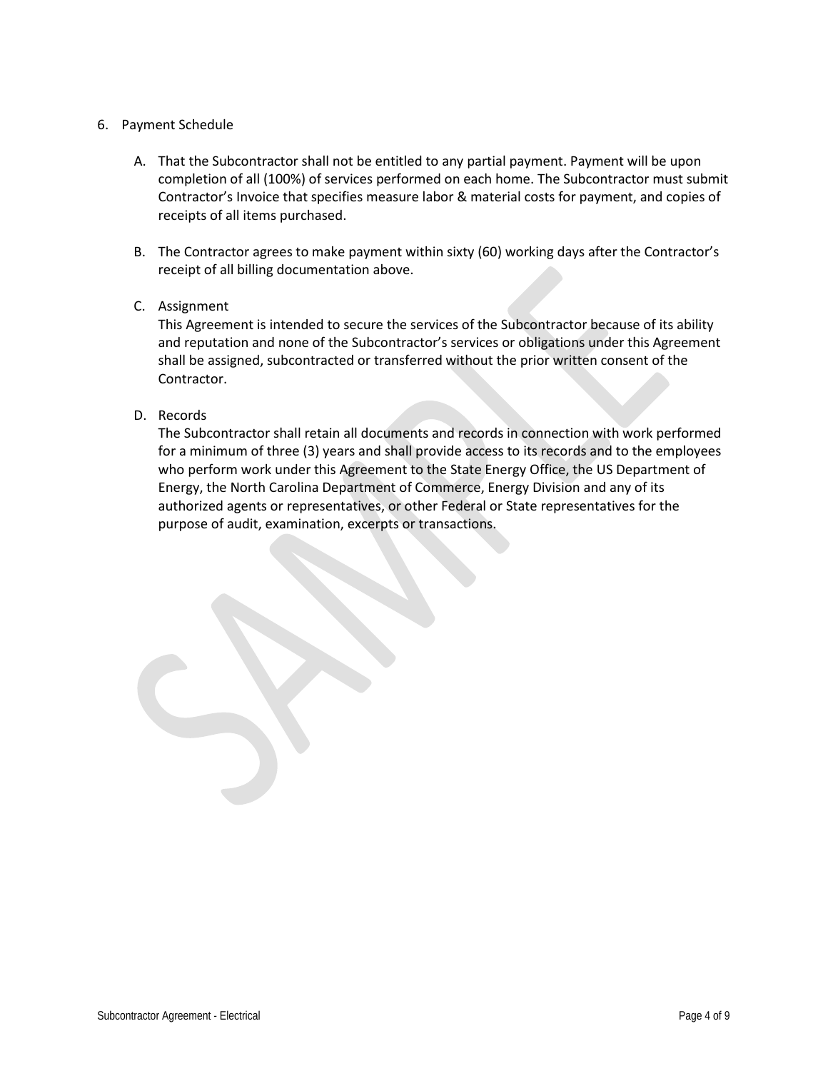6. Payment Schedule

   A. That the Subcontractor shall not be entitled to any partial payment. Payment will be upon completion of all (100%) of services performed on each home. The Subcontractor must submit Contractor's Invoice that specifies measure labor & material costs for payment, and copies of receipts of all items purchased.

   B. The Contractor agrees to make payment within sixty (60) working days after the Contractor's receipt of all billing documentation above.

   C. Assignment

      This Agreement is intended to secure the services of the Subcontractor because of its ability and reputation and none of the Subcontractor's services or obligations under this Agreement shall be assigned, subcontracted or transferred without the prior written consent of the Contractor.

   D. Records

      The Subcontractor shall retain all documents and records in connection with work performed for a minimum of three (3) years and shall provide access to its records and to the employees who perform work under this Agreement to the State Energy Office, the US Department of Energy, the North Carolina Department of Commerce, Energy Division and any of its authorized agents or representatives, or other Federal or State representatives for the purpose of audit, examination, excerpts or transactions.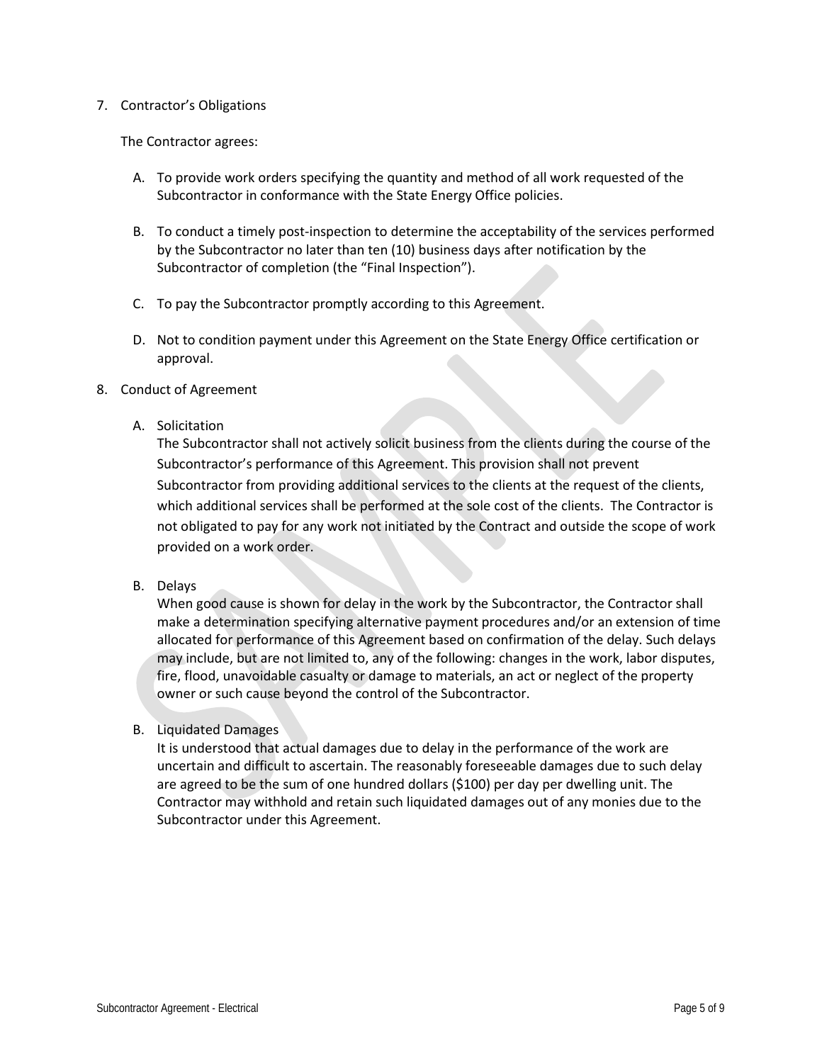7. Contractor's Obligations

   The Contractor agrees:

   A. To provide work orders specifying the quantity and method of all work requested of the Subcontractor in conformance with the State Energy Office policies.

   B. To conduct a timely post-inspection to determine the acceptability of the services performed by the Subcontractor no later than ten (10) business days after notification by the Subcontractor of completion (the "Final Inspection").

   C. To pay the Subcontractor promptly according to this Agreement.

   D. Not to condition payment under this Agreement on the State Energy Office certification or approval.

8. Conduct of Agreement

   A. Solicitation

      The Subcontractor shall not actively solicit business from the clients during the course of the Subcontractor's performance of this Agreement. This provision shall not prevent Subcontractor from providing additional services to the clients at the request of the clients, which additional services shall be performed at the sole cost of the clients. The Contractor is not obligated to pay for any work not initiated by the Contract and outside the scope of work provided on a work order.

   B. Delays

      When good cause is shown for delay in the work by the Subcontractor, the Contractor shall make a determination specifying alternative payment procedures and/or an extension of time allocated for performance of this Agreement based on confirmation of the delay. Such delays may include, but are not limited to, any of the following: changes in the work, labor disputes, fire, flood, unavoidable casualty or damage to materials, an act or neglect of the property owner or such cause beyond the control of the Subcontractor.

   B. Liquidated Damages

      It is understood that actual damages due to delay in the performance of the work are uncertain and difficult to ascertain. The reasonably foreseeable damages due to such delay are agreed to be the sum of one hundred dollars ($100) per day per dwelling unit. The Contractor may withhold and retain such liquidated damages out of any monies due to the Subcontractor under this Agreement.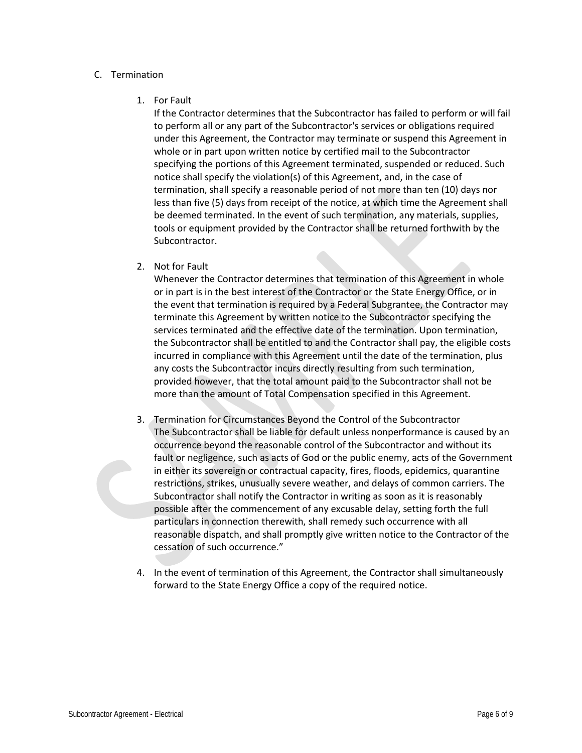C. Termination

1. For Fault
   If the Contractor determines that the Subcontractor has failed to perform or will fail to perform all or any part of the Subcontractor's services or obligations required under this Agreement, the Contractor may terminate or suspend this Agreement in whole or in part upon written notice by certified mail to the Subcontractor specifying the portions of this Agreement terminated, suspended or reduced. Such notice shall specify the violation(s) of this Agreement, and, in the case of termination, shall specify a reasonable period of not more than ten (10) days nor less than five (5) days from receipt of the notice, at which time the Agreement shall be deemed terminated. In the event of such termination, any materials, supplies, tools or equipment provided by the Contractor shall be returned forthwith by the Subcontractor.

2. Not for Fault
   Whenever the Contractor determines that termination of this Agreement in whole or in part is in the best interest of the Contractor or the State Energy Office, or in the event that termination is required by a Federal Subgrantee, the Contractor may terminate this Agreement by written notice to the Subcontractor specifying the services terminated and the effective date of the termination. Upon termination, the Subcontractor shall be entitled to and the Contractor shall pay, the eligible costs incurred in compliance with this Agreement until the date of the termination, plus any costs the Subcontractor incurs directly resulting from such termination, provided however, that the total amount paid to the Subcontractor shall not be more than the amount of Total Compensation specified in this Agreement.

3. Termination for Circumstances Beyond the Control of the Subcontractor
   The Subcontractor shall be liable for default unless nonperformance is caused by an occurrence beyond the reasonable control of the Subcontractor and without its fault or negligence, such as acts of God or the public enemy, acts of the Government in either its sovereign or contractual capacity, fires, floods, epidemics, quarantine restrictions, strikes, unusually severe weather, and delays of common carriers. The Subcontractor shall notify the Contractor in writing as soon as it is reasonably possible after the commencement of any excusable delay, setting forth the full particulars in connection therewith, shall remedy such occurrence with all reasonable dispatch, and shall promptly give written notice to the Contractor of the cessation of such occurrence."

4. In the event of termination of this Agreement, the Contractor shall simultaneously forward to the State Energy Office a copy of the required notice.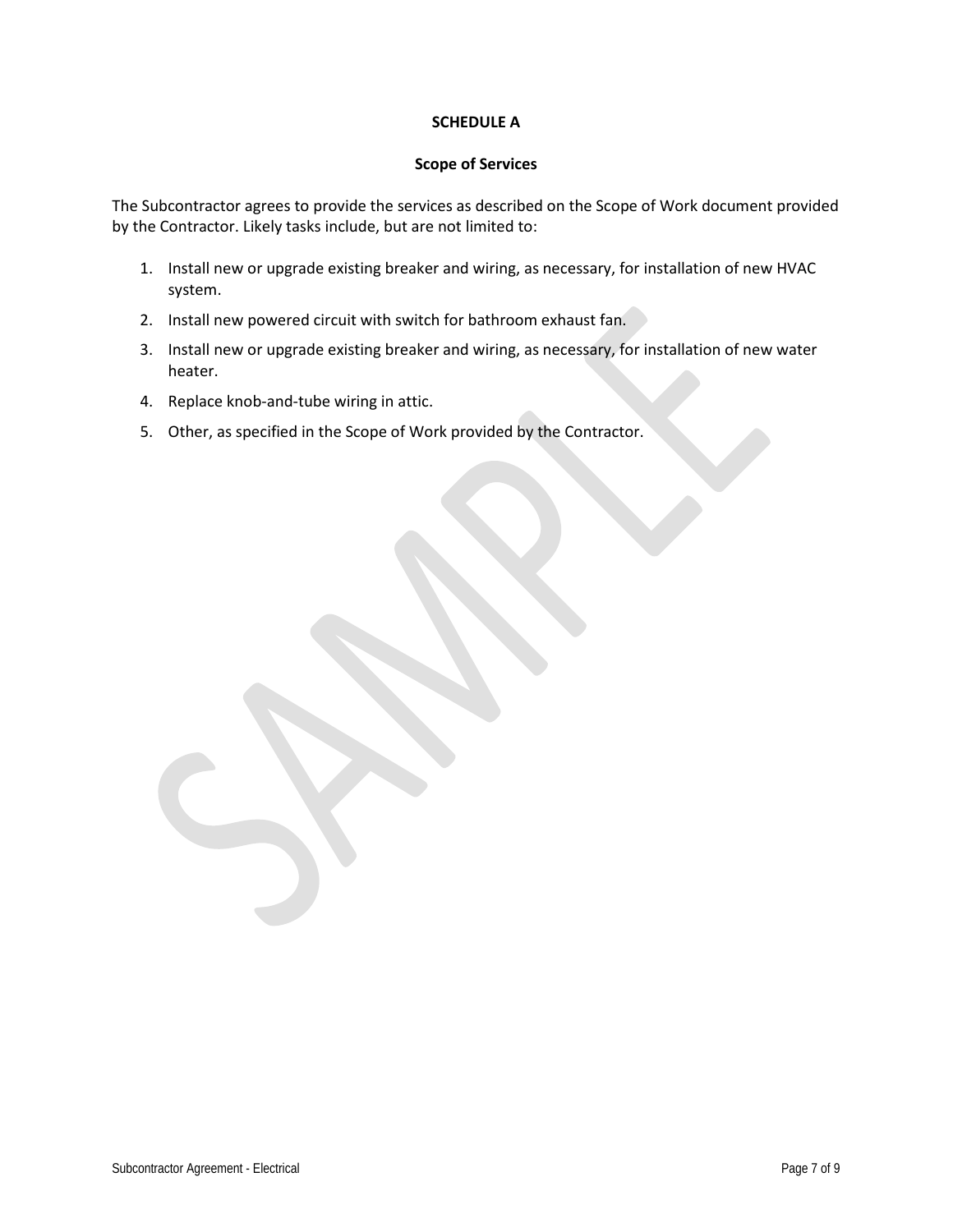**SCHEDULE A**

**Scope of Services**

The Subcontractor agrees to provide the services as described on the Scope of Work document provided by the Contractor. Likely tasks include, but are not limited to:

1. Install new or upgrade existing breaker and wiring, as necessary, for installation of new HVAC system.
2. Install new powered circuit with switch for bathroom exhaust fan.
3. Install new or upgrade existing breaker and wiring, as necessary, for installation of new water heater.
4. Replace knob-and-tube wiring in attic.
5. Other, as specified in the Scope of Work provided by the Contractor.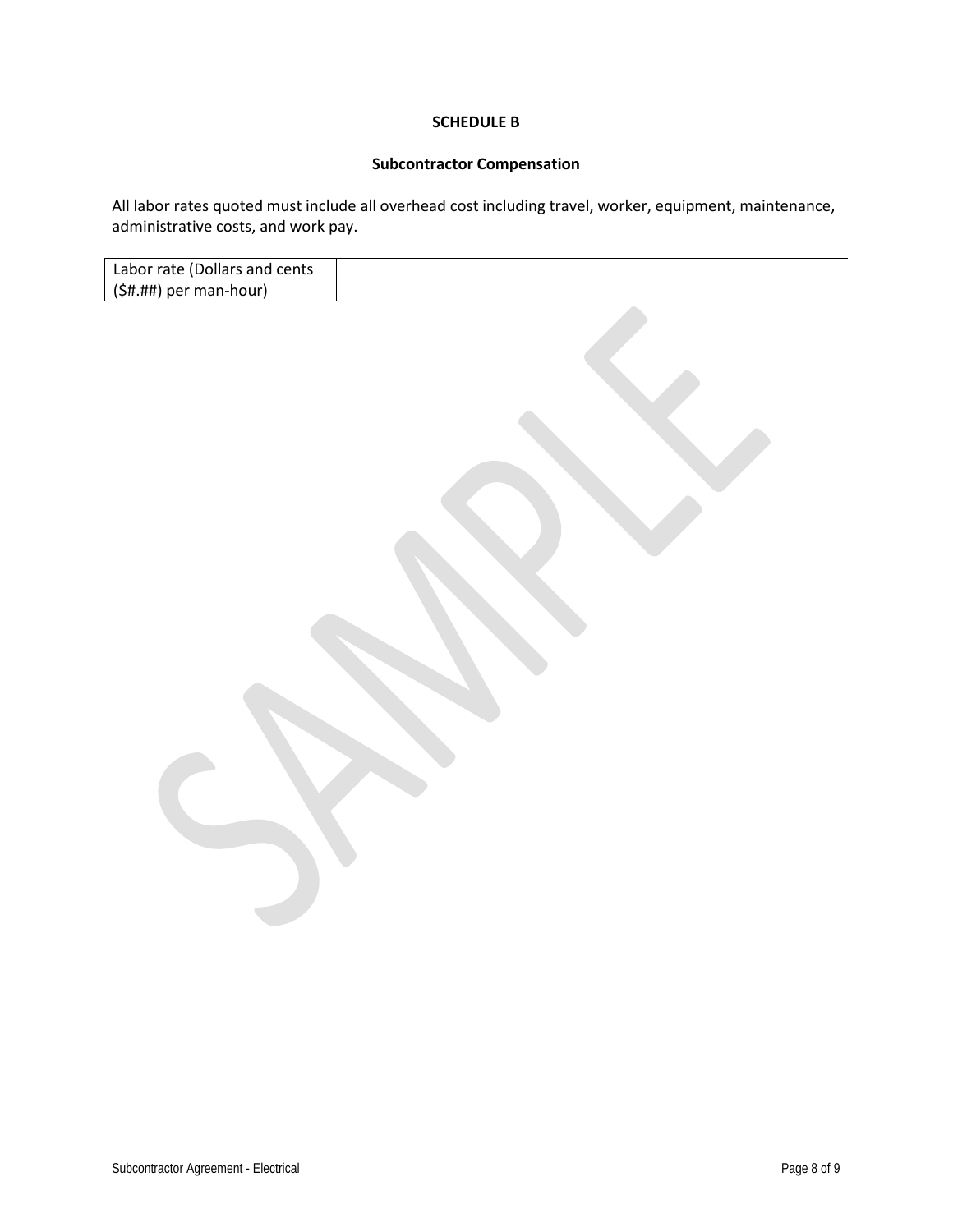**SCHEDULE B**

**Subcontractor Compensation**

All labor rates quoted must include all overhead cost including travel, worker, equipment, maintenance, administrative costs, and work pay.

| Labor rate (Dollars and cents ($#.##) per man-hour) | |
|---|---|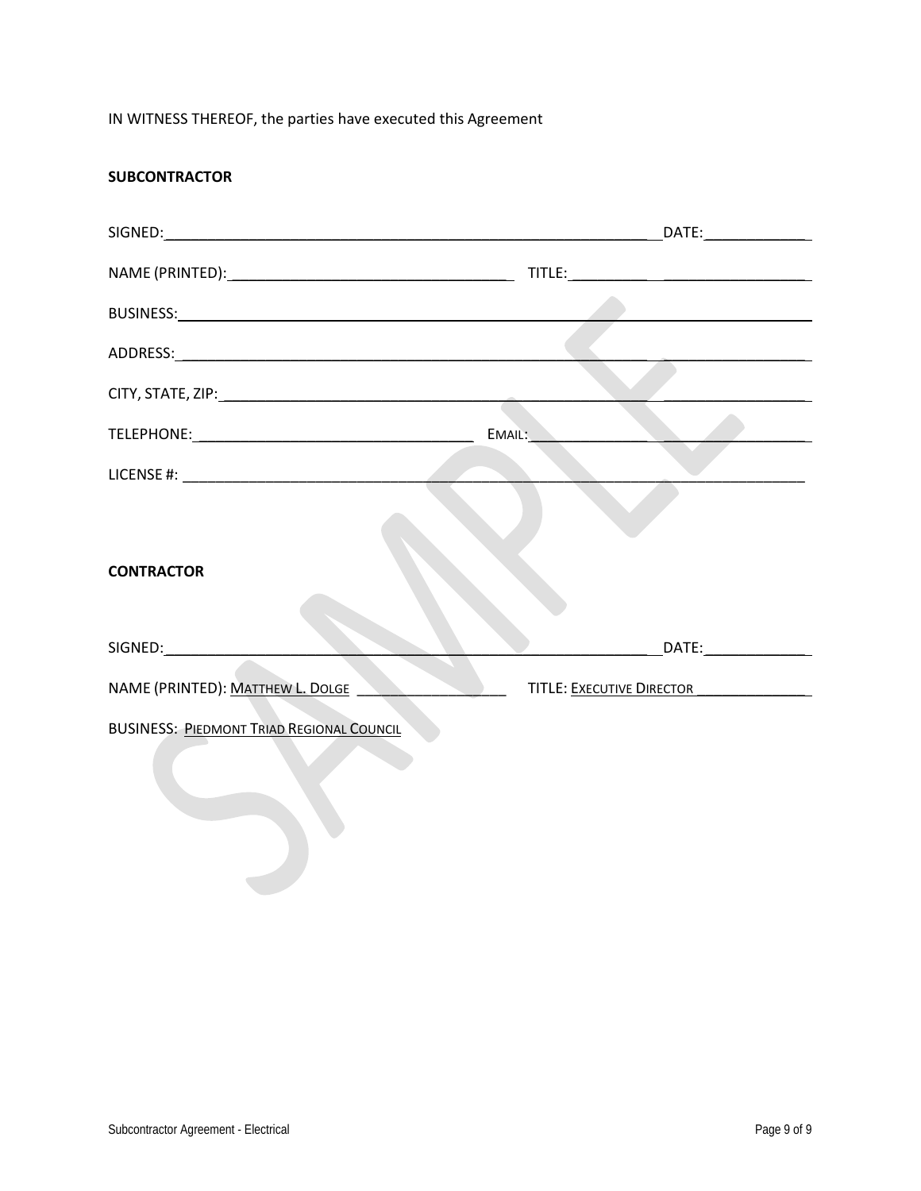IN WITNESS THEREOF, the parties have executed this Agreement

**SUBCONTRACTOR**

SIGNED:_____________________________________________________________DATE:_____________

NAME (PRINTED):___________________________________ TITLE:_____________________________

BUSINESS:_________________________________________________________________________

ADDRESS:__________________________________________________________________________

CITY, STATE, ZIP:____________________________________________________________________

TELEPHONE:__________________________________ EMAIL:_______________________________

LICENSE #: _________________________________________________________________________

**CONTRACTOR**

SIGNED:_____________________________________________________________DATE:_____________

NAME (PRINTED): MATTHEW L. DOLGE ___________________ TITLE: EXECUTIVE DIRECTOR ______________

BUSINESS: PIEDMONT TRIAD REGIONAL COUNCIL